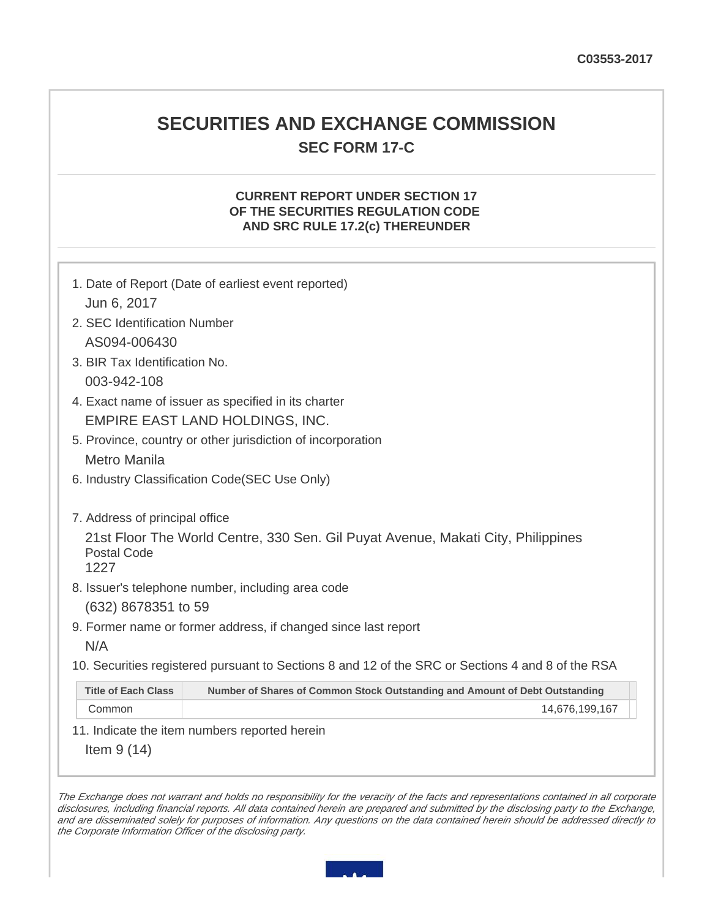C03553-2017

# SECURITIES AND EXCHANGE COMMISSION

## SEC FORM 17-C

### CURRENT REPORT UNDER SECTION 17 OF THE SECURITIES REGULATION CODE AND SRC RULE 17.2(c) THEREUNDER

1. Date of Report (Date of earliest event reported)
   Jun 6, 2017
2. SEC Identification Number
   AS094-006430
3. BIR Tax Identification No.
   003-942-108
4. Exact name of issuer as specified in its charter
   EMPIRE EAST LAND HOLDINGS, INC.
5. Province, country or other jurisdiction of incorporation
   Metro Manila
6. Industry Classification Code(SEC Use Only)

7. Address of principal office
   21st Floor The World Centre, 330 Sen. Gil Puyat Avenue, Makati City, Philippines
   Postal Code
   1227
8. Issuer's telephone number, including area code
   (632) 8678351 to 59
9. Former name or former address, if changed since last report
   N/A
10. Securities registered pursuant to Sections 8 and 12 of the SRC or Sections 4 and 8 of the RSA

| Title of Each Class | Number of Shares of Common Stock Outstanding and Amount of Debt Outstanding |
|---|---|
| Common | 14,676,199,167 |

11. Indicate the item numbers reported herein
    Item 9 (14)

*The Exchange does not warrant and holds no responsibility for the veracity of the facts and representations contained in all corporate disclosures, including financial reports. All data contained herein are prepared and submitted by the disclosing party to the Exchange, and are disseminated solely for purposes of information. Any questions on the data contained herein should be addressed directly to the Corporate Information Officer of the disclosing party.*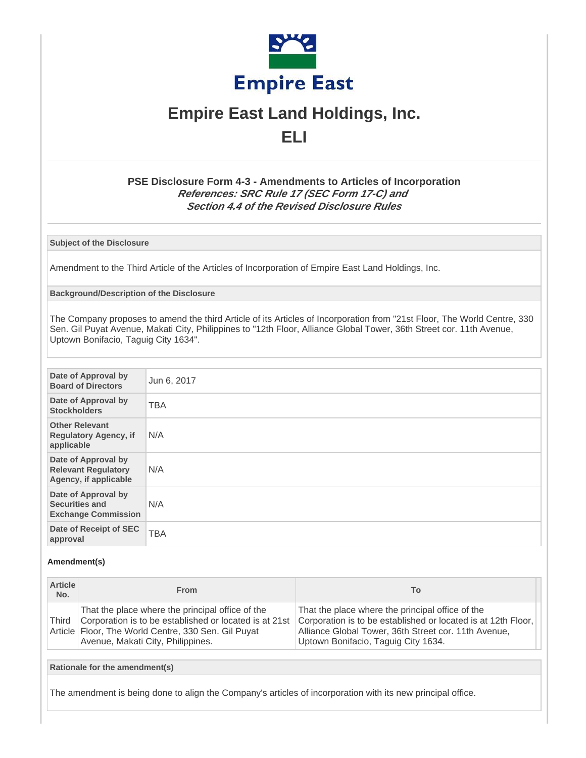# Empire East Land Holdings, Inc.

## ELI

### PSE Disclosure Form 4-3 - Amendments to Articles of Incorporation

***References: SRC Rule 17 (SEC Form 17-C) and Section 4.4 of the Revised Disclosure Rules***

**Subject of the Disclosure**

Amendment to the Third Article of the Articles of Incorporation of Empire East Land Holdings, Inc.

**Background/Description of the Disclosure**

The Company proposes to amend the third Article of its Articles of Incorporation from "21st Floor, The World Centre, 330 Sen. Gil Puyat Avenue, Makati City, Philippines to "12th Floor, Alliance Global Tower, 36th Street cor. 11th Avenue, Uptown Bonifacio, Taguig City 1634".

| | |
|---|---|
| **Date of Approval by Board of Directors** | Jun 6, 2017 |
| **Date of Approval by Stockholders** | TBA |
| **Other Relevant Regulatory Agency, if applicable** | N/A |
| **Date of Approval by Relevant Regulatory Agency, if applicable** | N/A |
| **Date of Approval by Securities and Exchange Commission** | N/A |
| **Date of Receipt of SEC approval** | TBA |

**Amendment(s)**

| Article No. | From | To |
|---|---|---|
| Third Article | That the place where the principal office of the Corporation is to be established or located is at 21st Floor, The World Centre, 330 Sen. Gil Puyat Avenue, Makati City, Philippines. | That the place where the principal office of the Corporation is to be established or located is at 12th Floor, Alliance Global Tower, 36th Street cor. 11th Avenue, Uptown Bonifacio, Taguig City 1634. |

**Rationale for the amendment(s)**

The amendment is being done to align the Company's articles of incorporation with its new principal office.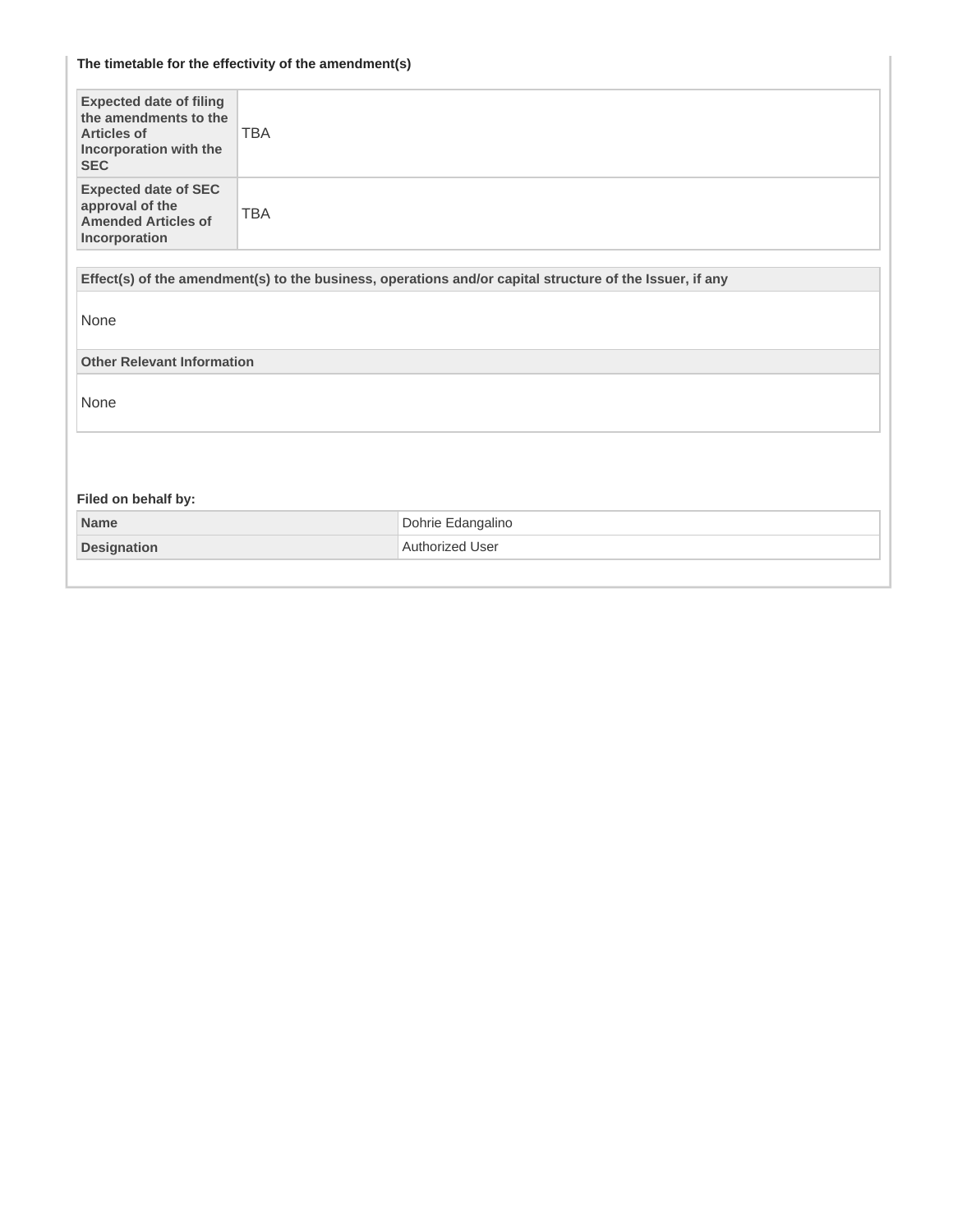**The timetable for the effectivity of the amendment(s)**

| | |
|---|---|
| **Expected date of filing the amendments to the Articles of Incorporation with the SEC** | TBA |
| **Expected date of SEC approval of the Amended Articles of Incorporation** | TBA |

**Effect(s) of the amendment(s) to the business, operations and/or capital structure of the Issuer, if any**

None

**Other Relevant Information**

None

**Filed on behalf by:**

| | |
|---|---|
| **Name** | Dohrie Edangalino |
| **Designation** | Authorized User |